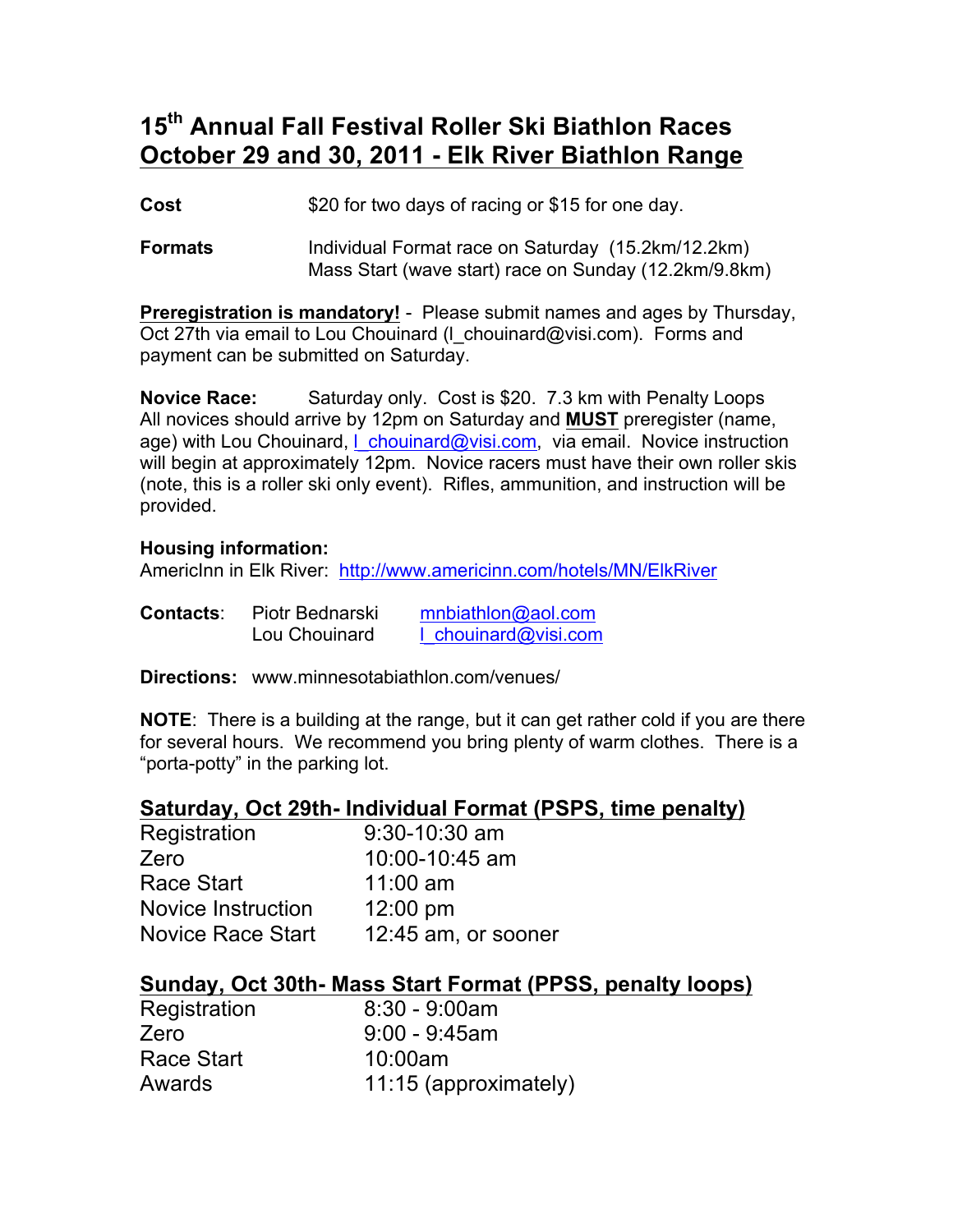# 15th Annual Fall Festival Roller Ski Biathlon Races
# October 29 and 30, 2011 - Elk River Biathlon Range

**Cost** $20 for two days of racing or $15 for one day.

**Formats** Individual Format race on Saturday (15.2km/12.2km)
Mass Start (wave start) race on Sunday (12.2km/9.8km)

**Preregistration is mandatory!** - Please submit names and ages by Thursday, Oct 27th via email to Lou Chouinard (l_chouinard@visi.com). Forms and payment can be submitted on Saturday.

**Novice Race:** Saturday only. Cost is $20. 7.3 km with Penalty Loops
All novices should arrive by 12pm on Saturday and **MUST** preregister (name, age) with Lou Chouinard, l_chouinard@visi.com, via email. Novice instruction will begin at approximately 12pm. Novice racers must have their own roller skis (note, this is a roller ski only event). Rifles, ammunition, and instruction will be provided.

**Housing information:**
AmericInn in Elk River: http://www.americinn.com/hotels/MN/ElkRiver

**Contacts**: Piotr Bednarski mnbiathlon@aol.com
Lou Chouinard l_chouinard@visi.com

**Directions:** www.minnesotabiathlon.com/venues/

**NOTE**: There is a building at the range, but it can get rather cold if you are there for several hours. We recommend you bring plenty of warm clothes. There is a "porta-potty" in the parking lot.

## Saturday, Oct 29th- Individual Format (PSPS, time penalty)

| | |
|---|---|
| Registration | 9:30-10:30 am |
| Zero | 10:00-10:45 am |
| Race Start | 11:00 am |
| Novice Instruction | 12:00 pm |
| Novice Race Start | 12:45 am, or sooner |

## Sunday, Oct 30th- Mass Start Format (PPSS, penalty loops)

| | |
|---|---|
| Registration | 8:30 - 9:00am |
| Zero | 9:00 - 9:45am |
| Race Start | 10:00am |
| Awards | 11:15 (approximately) |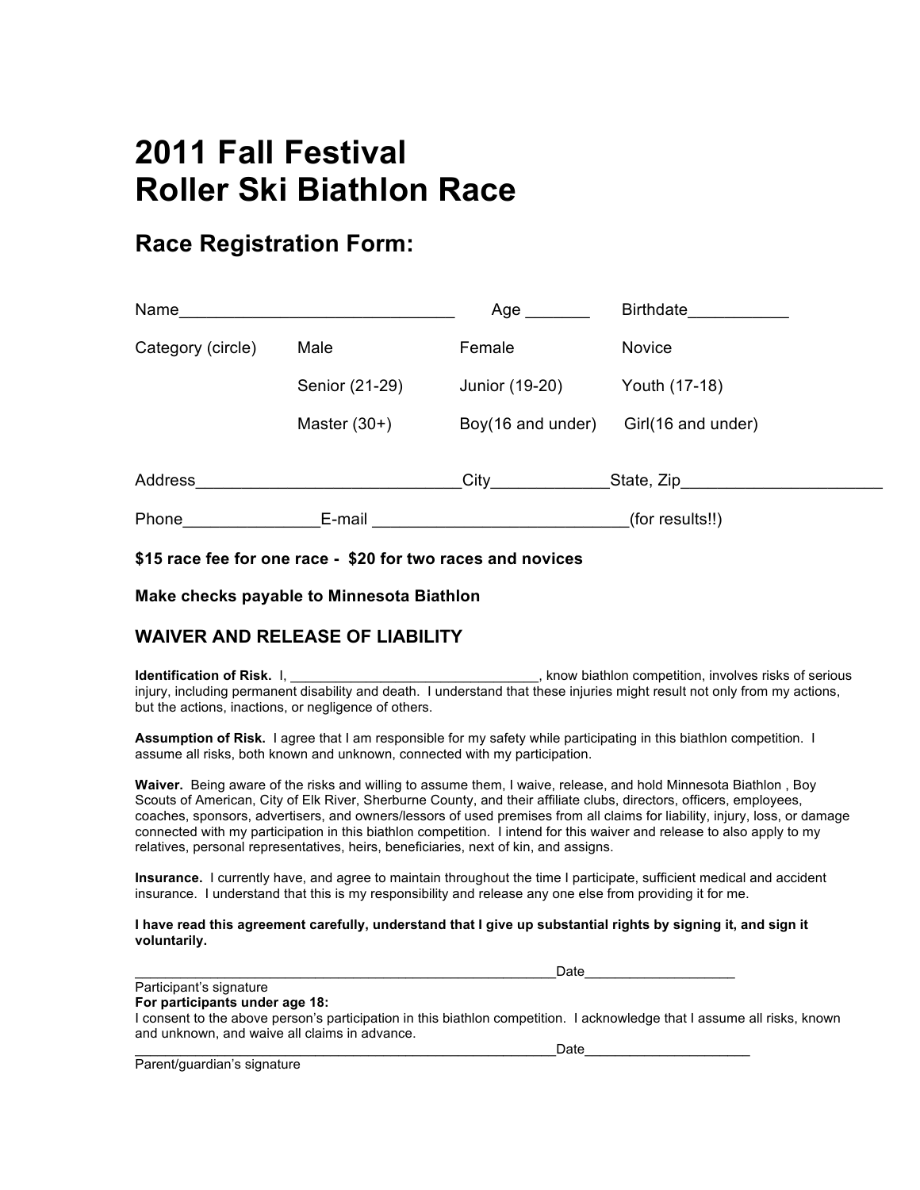# 2011 Fall Festival
# Roller Ski Biathlon Race

## Race Registration Form:

Name______________________________ Age _______ Birthdate___________

| | | | |
|---|---|---|---|
| Category (circle) | Male | Female | Novice |
| | Senior (21-29) | Junior (19-20) | Youth (17-18) |
| | Master (30+) | Boy(16 and under) | Girl(16 and under) |

Address____________________________City_____________State, Zip______________________

Phone______________E-mail ____________________________(for results!!)

**$15 race fee for one race - $20 for two races and novices**

**Make checks payable to Minnesota Biathlon**

## WAIVER AND RELEASE OF LIABILITY

**Identification of Risk.** I, ________________________________, know biathlon competition, involves risks of serious injury, including permanent disability and death. I understand that these injuries might result not only from my actions, but the actions, inactions, or negligence of others.

**Assumption of Risk.** I agree that I am responsible for my safety while participating in this biathlon competition. I assume all risks, both known and unknown, connected with my participation.

**Waiver.** Being aware of the risks and willing to assume them, I waive, release, and hold Minnesota Biathlon , Boy Scouts of American, City of Elk River, Sherburne County, and their affiliate clubs, directors, officers, employees, coaches, sponsors, advertisers, and owners/lessors of used premises from all claims for liability, injury, loss, or damage connected with my participation in this biathlon competition. I intend for this waiver and release to also apply to my relatives, personal representatives, heirs, beneficiaries, next of kin, and assigns.

**Insurance.** I currently have, and agree to maintain throughout the time I participate, sufficient medical and accident insurance. I understand that this is my responsibility and release any one else from providing it for me.

**I have read this agreement carefully, understand that I give up substantial rights by signing it, and sign it voluntarily.**

_________________________________________________________Date____________________
Participant's signature

**For participants under age 18:**
I consent to the above person's participation in this biathlon competition. I acknowledge that I assume all risks, known and unknown, and waive all claims in advance.

_________________________________________________________Date______________________
Parent/guardian's signature